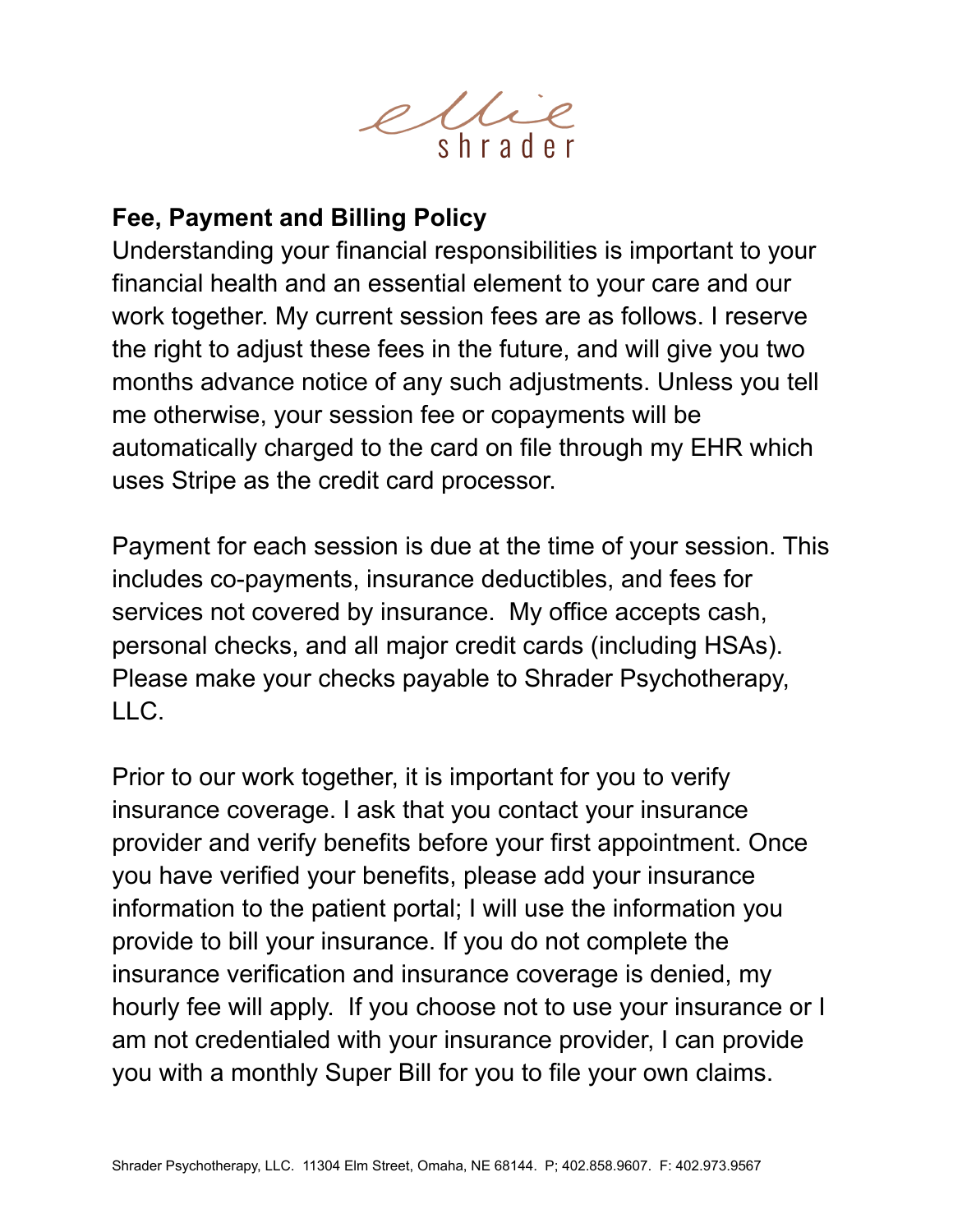ellie
shrader

## Fee, Payment and Billing Policy

Understanding your financial responsibilities is important to your financial health and an essential element to your care and our work together. My current session fees are as follows. I reserve the right to adjust these fees in the future, and will give you two months advance notice of any such adjustments. Unless you tell me otherwise, your session fee or copayments will be automatically charged to the card on file through my EHR which uses Stripe as the credit card processor.

Payment for each session is due at the time of your session. This includes co-payments, insurance deductibles, and fees for services not covered by insurance. My office accepts cash, personal checks, and all major credit cards (including HSAs). Please make your checks payable to Shrader Psychotherapy, LLC.

Prior to our work together, it is important for you to verify insurance coverage. I ask that you contact your insurance provider and verify benefits before your first appointment. Once you have verified your benefits, please add your insurance information to the patient portal; I will use the information you provide to bill your insurance. If you do not complete the insurance verification and insurance coverage is denied, my hourly fee will apply. If you choose not to use your insurance or I am not credentialed with your insurance provider, I can provide you with a monthly Super Bill for you to file your own claims.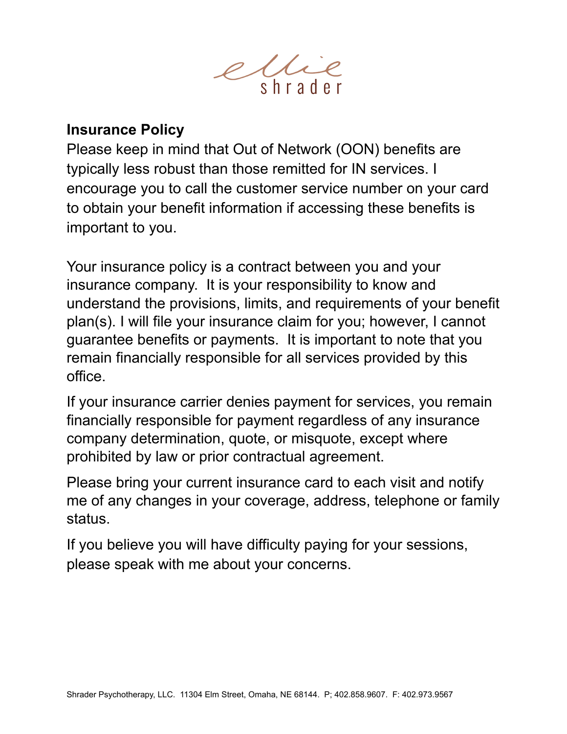## Insurance Policy

Please keep in mind that Out of Network (OON) benefits are typically less robust than those remitted for IN services. I encourage you to call the customer service number on your card to obtain your benefit information if accessing these benefits is important to you.

Your insurance policy is a contract between you and your insurance company. It is your responsibility to know and understand the provisions, limits, and requirements of your benefit plan(s). I will file your insurance claim for you; however, I cannot guarantee benefits or payments. It is important to note that you remain financially responsible for all services provided by this office.

If your insurance carrier denies payment for services, you remain financially responsible for payment regardless of any insurance company determination, quote, or misquote, except where prohibited by law or prior contractual agreement.

Please bring your current insurance card to each visit and notify me of any changes in your coverage, address, telephone or family status.

If you believe you will have difficulty paying for your sessions, please speak with me about your concerns.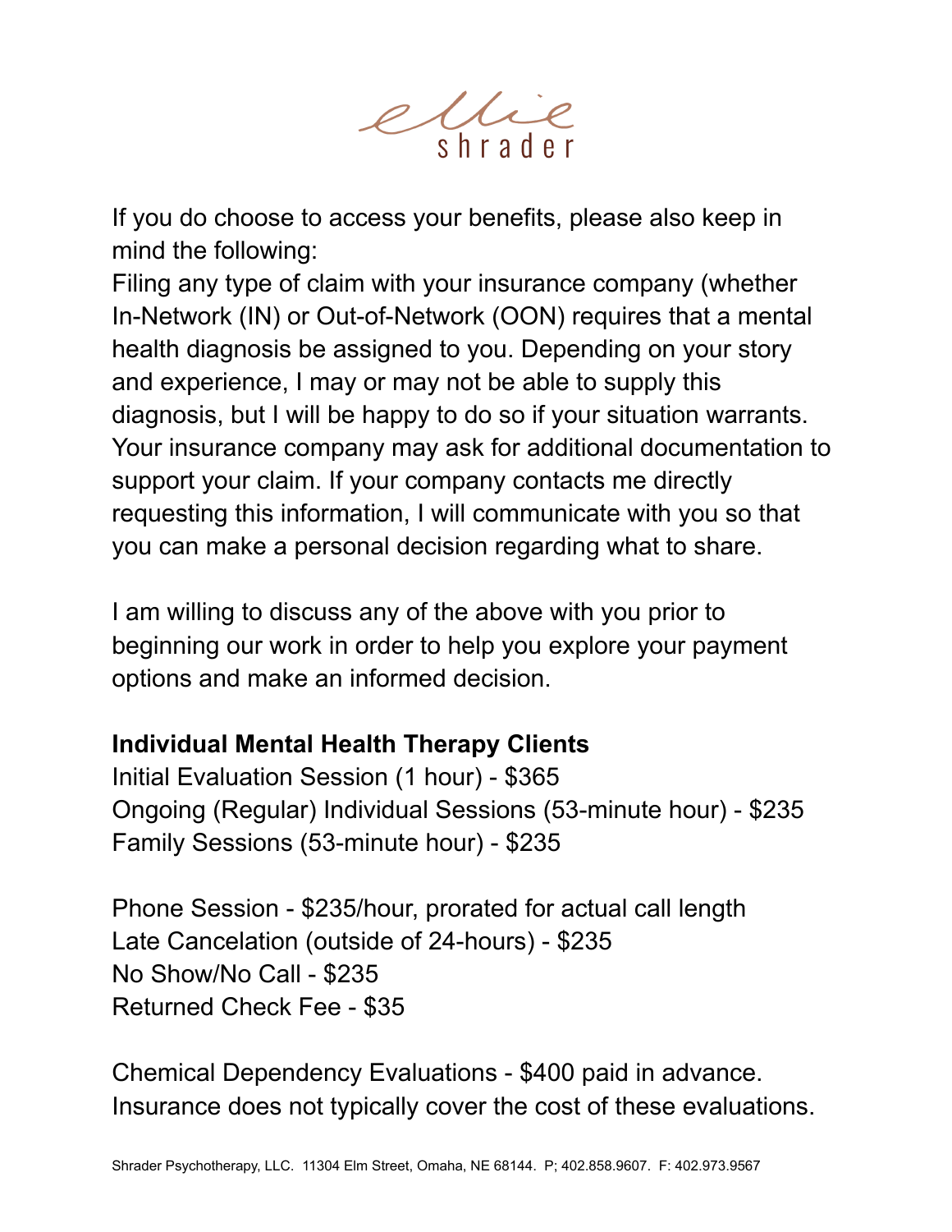If you do choose to access your benefits, please also keep in mind the following:
Filing any type of claim with your insurance company (whether In-Network (IN) or Out-of-Network (OON) requires that a mental health diagnosis be assigned to you. Depending on your story and experience, I may or may not be able to supply this diagnosis, but I will be happy to do so if your situation warrants. Your insurance company may ask for additional documentation to support your claim. If your company contacts me directly requesting this information, I will communicate with you so that you can make a personal decision regarding what to share.

I am willing to discuss any of the above with you prior to beginning our work in order to help you explore your payment options and make an informed decision.

**Individual Mental Health Therapy Clients**
Initial Evaluation Session (1 hour) - $365
Ongoing (Regular) Individual Sessions (53-minute hour) - $235
Family Sessions (53-minute hour) - $235

Phone Session - $235/hour, prorated for actual call length
Late Cancelation (outside of 24-hours) - $235
No Show/No Call - $235
Returned Check Fee - $35

Chemical Dependency Evaluations - $400 paid in advance. Insurance does not typically cover the cost of these evaluations.